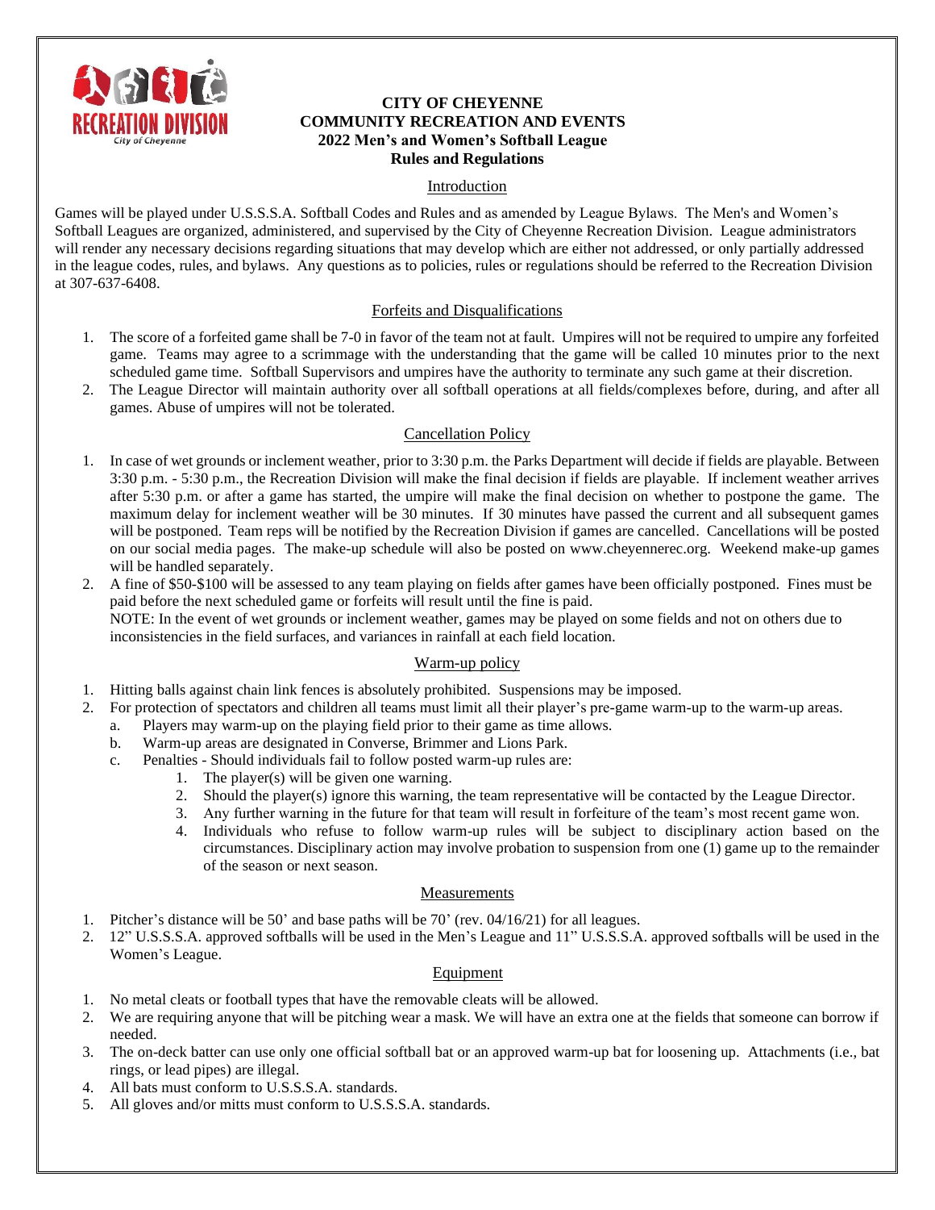**CITY OF CHEYENNE**
**COMMUNITY RECREATION AND EVENTS**
**2022 Men's and Women's Softball League**
**Rules and Regulations**

## Introduction

Games will be played under U.S.S.S.A. Softball Codes and Rules and as amended by League Bylaws. The Men's and Women's Softball Leagues are organized, administered, and supervised by the City of Cheyenne Recreation Division. League administrators will render any necessary decisions regarding situations that may develop which are either not addressed, or only partially addressed in the league codes, rules, and bylaws. Any questions as to policies, rules or regulations should be referred to the Recreation Division at 307-637-6408.

## Forfeits and Disqualifications

1. The score of a forfeited game shall be 7-0 in favor of the team not at fault. Umpires will not be required to umpire any forfeited game. Teams may agree to a scrimmage with the understanding that the game will be called 10 minutes prior to the next scheduled game time. Softball Supervisors and umpires have the authority to terminate any such game at their discretion.
2. The League Director will maintain authority over all softball operations at all fields/complexes before, during, and after all games. Abuse of umpires will not be tolerated.

## Cancellation Policy

1. In case of wet grounds or inclement weather, prior to 3:30 p.m. the Parks Department will decide if fields are playable. Between 3:30 p.m. - 5:30 p.m., the Recreation Division will make the final decision if fields are playable. If inclement weather arrives after 5:30 p.m. or after a game has started, the umpire will make the final decision on whether to postpone the game. The maximum delay for inclement weather will be 30 minutes. If 30 minutes have passed the current and all subsequent games will be postponed. Team reps will be notified by the Recreation Division if games are cancelled. Cancellations will be posted on our social media pages. The make-up schedule will also be posted on www.cheyennerec.org. Weekend make-up games will be handled separately.
2. A fine of $50-$100 will be assessed to any team playing on fields after games have been officially postponed. Fines must be paid before the next scheduled game or forfeits will result until the fine is paid.
   NOTE: In the event of wet grounds or inclement weather, games may be played on some fields and not on others due to inconsistencies in the field surfaces, and variances in rainfall at each field location.

## Warm-up policy

1. Hitting balls against chain link fences is absolutely prohibited. Suspensions may be imposed.
2. For protection of spectators and children all teams must limit all their player's pre-game warm-up to the warm-up areas.
   a. Players may warm-up on the playing field prior to their game as time allows.
   b. Warm-up areas are designated in Converse, Brimmer and Lions Park.
   c. Penalties - Should individuals fail to follow posted warm-up rules are:
      1. The player(s) will be given one warning.
      2. Should the player(s) ignore this warning, the team representative will be contacted by the League Director.
      3. Any further warning in the future for that team will result in forfeiture of the team's most recent game won.
      4. Individuals who refuse to follow warm-up rules will be subject to disciplinary action based on the circumstances. Disciplinary action may involve probation to suspension from one (1) game up to the remainder of the season or next season.

## Measurements

1. Pitcher's distance will be 50' and base paths will be 70' (rev. 04/16/21) for all leagues.
2. 12" U.S.S.S.A. approved softballs will be used in the Men's League and 11" U.S.S.S.A. approved softballs will be used in the Women's League.

## Equipment

1. No metal cleats or football types that have the removable cleats will be allowed.
2. We are requiring anyone that will be pitching wear a mask. We will have an extra one at the fields that someone can borrow if needed.
3. The on-deck batter can use only one official softball bat or an approved warm-up bat for loosening up. Attachments (i.e., bat rings, or lead pipes) are illegal.
4. All bats must conform to U.S.S.S.A. standards.
5. All gloves and/or mitts must conform to U.S.S.S.A. standards.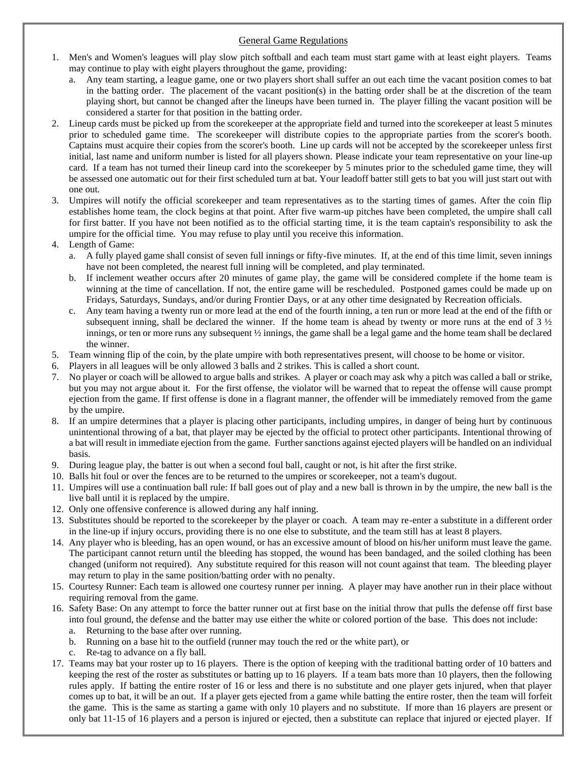## General Game Regulations

1. Men's and Women's leagues will play slow pitch softball and each team must start game with at least eight players. Teams may continue to play with eight players throughout the game, providing:
   a. Any team starting, a league game, one or two players short shall suffer an out each time the vacant position comes to bat in the batting order. The placement of the vacant position(s) in the batting order shall be at the discretion of the team playing short, but cannot be changed after the lineups have been turned in. The player filling the vacant position will be considered a starter for that position in the batting order.
2. Lineup cards must be picked up from the scorekeeper at the appropriate field and turned into the scorekeeper at least 5 minutes prior to scheduled game time. The scorekeeper will distribute copies to the appropriate parties from the scorer's booth. Captains must acquire their copies from the scorer's booth. Line up cards will not be accepted by the scorekeeper unless first initial, last name and uniform number is listed for all players shown. Please indicate your team representative on your line-up card. If a team has not turned their lineup card into the scorekeeper by 5 minutes prior to the scheduled game time, they will be assessed one automatic out for their first scheduled turn at bat. Your leadoff batter still gets to bat you will just start out with one out.
3. Umpires will notify the official scorekeeper and team representatives as to the starting times of games. After the coin flip establishes home team, the clock begins at that point. After five warm-up pitches have been completed, the umpire shall call for first batter. If you have not been notified as to the official starting time, it is the team captain's responsibility to ask the umpire for the official time. You may refuse to play until you receive this information.
4. Length of Game:
   a. A fully played game shall consist of seven full innings or fifty-five minutes. If, at the end of this time limit, seven innings have not been completed, the nearest full inning will be completed, and play terminated.
   b. If inclement weather occurs after 20 minutes of game play, the game will be considered complete if the home team is winning at the time of cancellation. If not, the entire game will be rescheduled. Postponed games could be made up on Fridays, Saturdays, Sundays, and/or during Frontier Days, or at any other time designated by Recreation officials.
   c. Any team having a twenty run or more lead at the end of the fourth inning, a ten run or more lead at the end of the fifth or subsequent inning, shall be declared the winner. If the home team is ahead by twenty or more runs at the end of 3 ½ innings, or ten or more runs any subsequent ½ innings, the game shall be a legal game and the home team shall be declared the winner.
5. Team winning flip of the coin, by the plate umpire with both representatives present, will choose to be home or visitor.
6. Players in all leagues will be only allowed 3 balls and 2 strikes. This is called a short count.
7. No player or coach will be allowed to argue balls and strikes. A player or coach may ask why a pitch was called a ball or strike, but you may not argue about it. For the first offense, the violator will be warned that to repeat the offense will cause prompt ejection from the game. If first offense is done in a flagrant manner, the offender will be immediately removed from the game by the umpire.
8. If an umpire determines that a player is placing other participants, including umpires, in danger of being hurt by continuous unintentional throwing of a bat, that player may be ejected by the official to protect other participants. Intentional throwing of a bat will result in immediate ejection from the game. Further sanctions against ejected players will be handled on an individual basis.
9. During league play, the batter is out when a second foul ball, caught or not, is hit after the first strike.
10. Balls hit foul or over the fences are to be returned to the umpires or scorekeeper, not a team's dugout.
11. Umpires will use a continuation ball rule: If ball goes out of play and a new ball is thrown in by the umpire, the new ball is the live ball until it is replaced by the umpire.
12. Only one offensive conference is allowed during any half inning.
13. Substitutes should be reported to the scorekeeper by the player or coach. A team may re-enter a substitute in a different order in the line-up if injury occurs, providing there is no one else to substitute, and the team still has at least 8 players.
14. Any player who is bleeding, has an open wound, or has an excessive amount of blood on his/her uniform must leave the game. The participant cannot return until the bleeding has stopped, the wound has been bandaged, and the soiled clothing has been changed (uniform not required). Any substitute required for this reason will not count against that team. The bleeding player may return to play in the same position/batting order with no penalty.
15. Courtesy Runner: Each team is allowed one courtesy runner per inning. A player may have another run in their place without requiring removal from the game.
16. Safety Base: On any attempt to force the batter runner out at first base on the initial throw that pulls the defense off first base into foul ground, the defense and the batter may use either the white or colored portion of the base. This does not include:
   a. Returning to the base after over running.
   b. Running on a base hit to the outfield (runner may touch the red or the white part), or
   c. Re-tag to advance on a fly ball.
17. Teams may bat your roster up to 16 players. There is the option of keeping with the traditional batting order of 10 batters and keeping the rest of the roster as substitutes or batting up to 16 players. If a team bats more than 10 players, then the following rules apply. If batting the entire roster of 16 or less and there is no substitute and one player gets injured, when that player comes up to bat, it will be an out. If a player gets ejected from a game while batting the entire roster, then the team will forfeit the game. This is the same as starting a game with only 10 players and no substitute. If more than 16 players are present or only bat 11-15 of 16 players and a person is injured or ejected, then a substitute can replace that injured or ejected player. If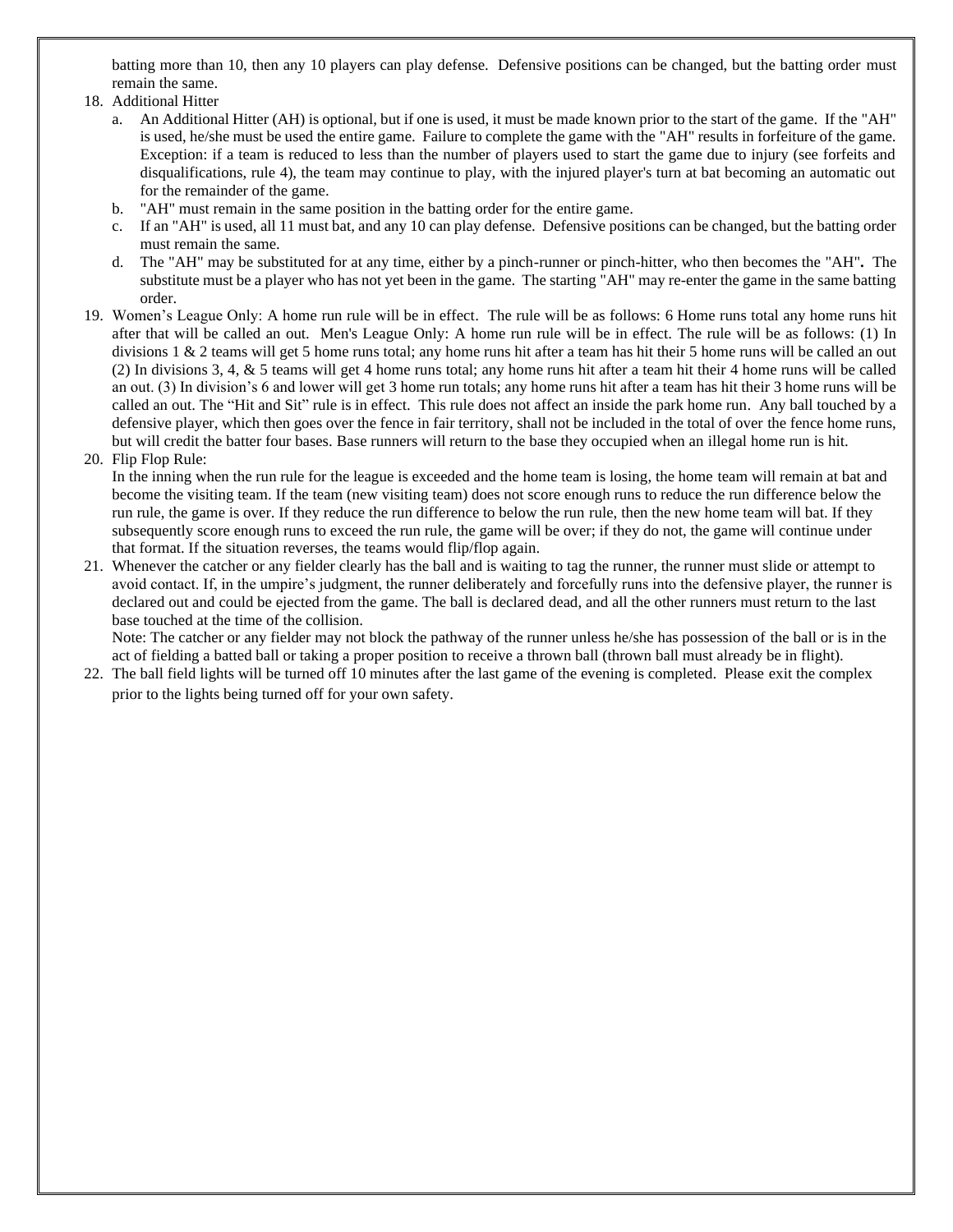batting more than 10, then any 10 players can play defense. Defensive positions can be changed, but the batting order must remain the same.

18. Additional Hitter
    a. An Additional Hitter (AH) is optional, but if one is used, it must be made known prior to the start of the game. If the "AH" is used, he/she must be used the entire game. Failure to complete the game with the "AH" results in forfeiture of the game. Exception: if a team is reduced to less than the number of players used to start the game due to injury (see forfeits and disqualifications, rule 4), the team may continue to play, with the injured player's turn at bat becoming an automatic out for the remainder of the game.
    b. "AH" must remain in the same position in the batting order for the entire game.
    c. If an "AH" is used, all 11 must bat, and any 10 can play defense. Defensive positions can be changed, but the batting order must remain the same.
    d. The "AH" may be substituted for at any time, either by a pinch-runner or pinch-hitter, who then becomes the "AH"**.** The substitute must be a player who has not yet been in the game. The starting "AH" may re-enter the game in the same batting order.
19. Women's League Only: A home run rule will be in effect. The rule will be as follows: 6 Home runs total any home runs hit after that will be called an out. Men's League Only: A home run rule will be in effect. The rule will be as follows: (1) In divisions 1 & 2 teams will get 5 home runs total; any home runs hit after a team has hit their 5 home runs will be called an out (2) In divisions 3, 4, & 5 teams will get 4 home runs total; any home runs hit after a team hit their 4 home runs will be called an out. (3) In division's 6 and lower will get 3 home run totals; any home runs hit after a team has hit their 3 home runs will be called an out. The "Hit and Sit" rule is in effect. This rule does not affect an inside the park home run. Any ball touched by a defensive player, which then goes over the fence in fair territory, shall not be included in the total of over the fence home runs, but will credit the batter four bases. Base runners will return to the base they occupied when an illegal home run is hit.
20. Flip Flop Rule:
    In the inning when the run rule for the league is exceeded and the home team is losing, the home team will remain at bat and become the visiting team. If the team (new visiting team) does not score enough runs to reduce the run difference below the run rule, the game is over. If they reduce the run difference to below the run rule, then the new home team will bat. If they subsequently score enough runs to exceed the run rule, the game will be over; if they do not, the game will continue under that format. If the situation reverses, the teams would flip/flop again.
21. Whenever the catcher or any fielder clearly has the ball and is waiting to tag the runner, the runner must slide or attempt to avoid contact. If, in the umpire's judgment, the runner deliberately and forcefully runs into the defensive player, the runner is declared out and could be ejected from the game. The ball is declared dead, and all the other runners must return to the last base touched at the time of the collision.
    Note: The catcher or any fielder may not block the pathway of the runner unless he/she has possession of the ball or is in the act of fielding a batted ball or taking a proper position to receive a thrown ball (thrown ball must already be in flight).
22. The ball field lights will be turned off 10 minutes after the last game of the evening is completed. Please exit the complex prior to the lights being turned off for your own safety.